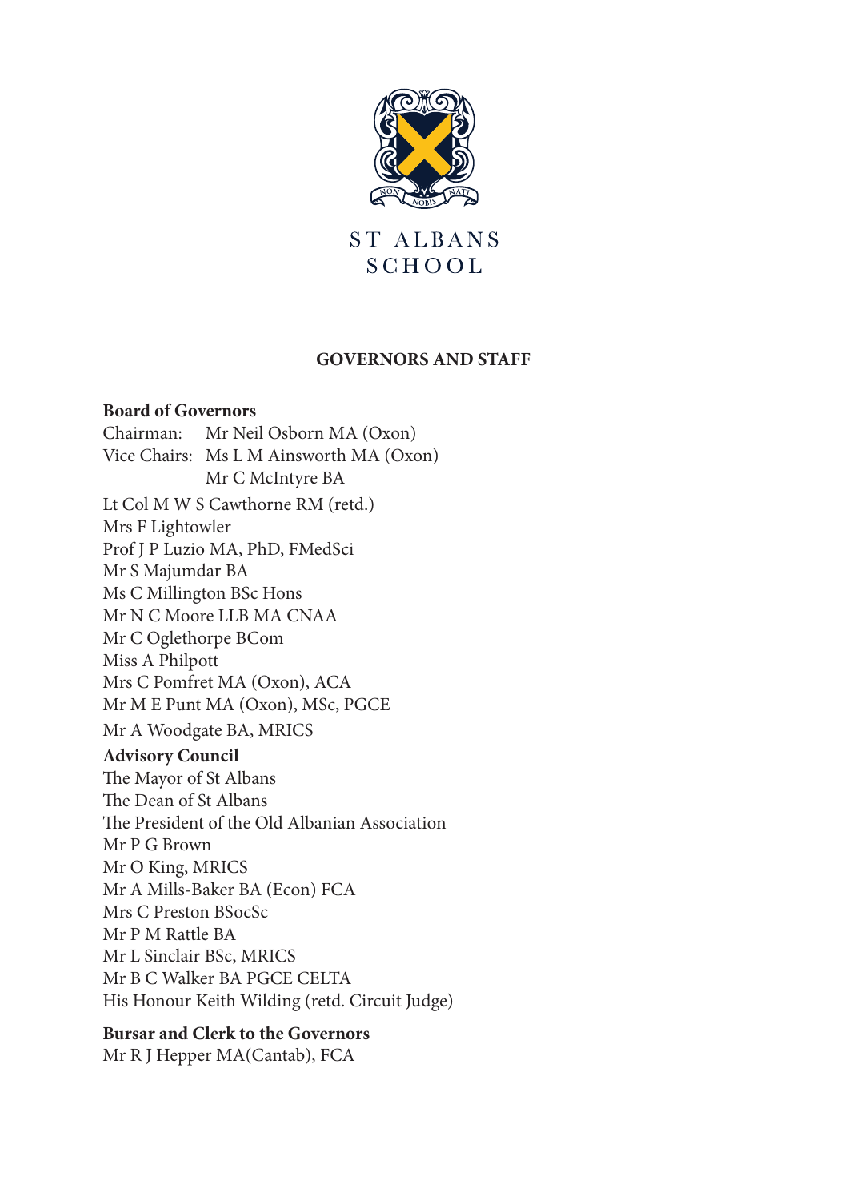ST ALBANS SCHOOL

# GOVERNORS AND STAFF

**Board of Governors**

Chairman: Mr Neil Osborn MA (Oxon)
Vice Chairs: Ms L M Ainsworth MA (Oxon)
Mr C McIntyre BA

Lt Col M W S Cawthorne RM (retd.)
Mrs F Lightowler
Prof J P Luzio MA, PhD, FMedSci
Mr S Majumdar BA
Ms C Millington BSc Hons
Mr N C Moore LLB MA CNAA
Mr C Oglethorpe BCom
Miss A Philpott
Mrs C Pomfret MA (Oxon), ACA
Mr M E Punt MA (Oxon), MSc, PGCE
Mr A Woodgate BA, MRICS

**Advisory Council**

The Mayor of St Albans
The Dean of St Albans
The President of the Old Albanian Association
Mr P G Brown
Mr O King, MRICS
Mr A Mills-Baker BA (Econ) FCA
Mrs C Preston BSocSc
Mr P M Rattle BA
Mr L Sinclair BSc, MRICS
Mr B C Walker BA PGCE CELTA
His Honour Keith Wilding (retd. Circuit Judge)

**Bursar and Clerk to the Governors**

Mr R J Hepper MA(Cantab), FCA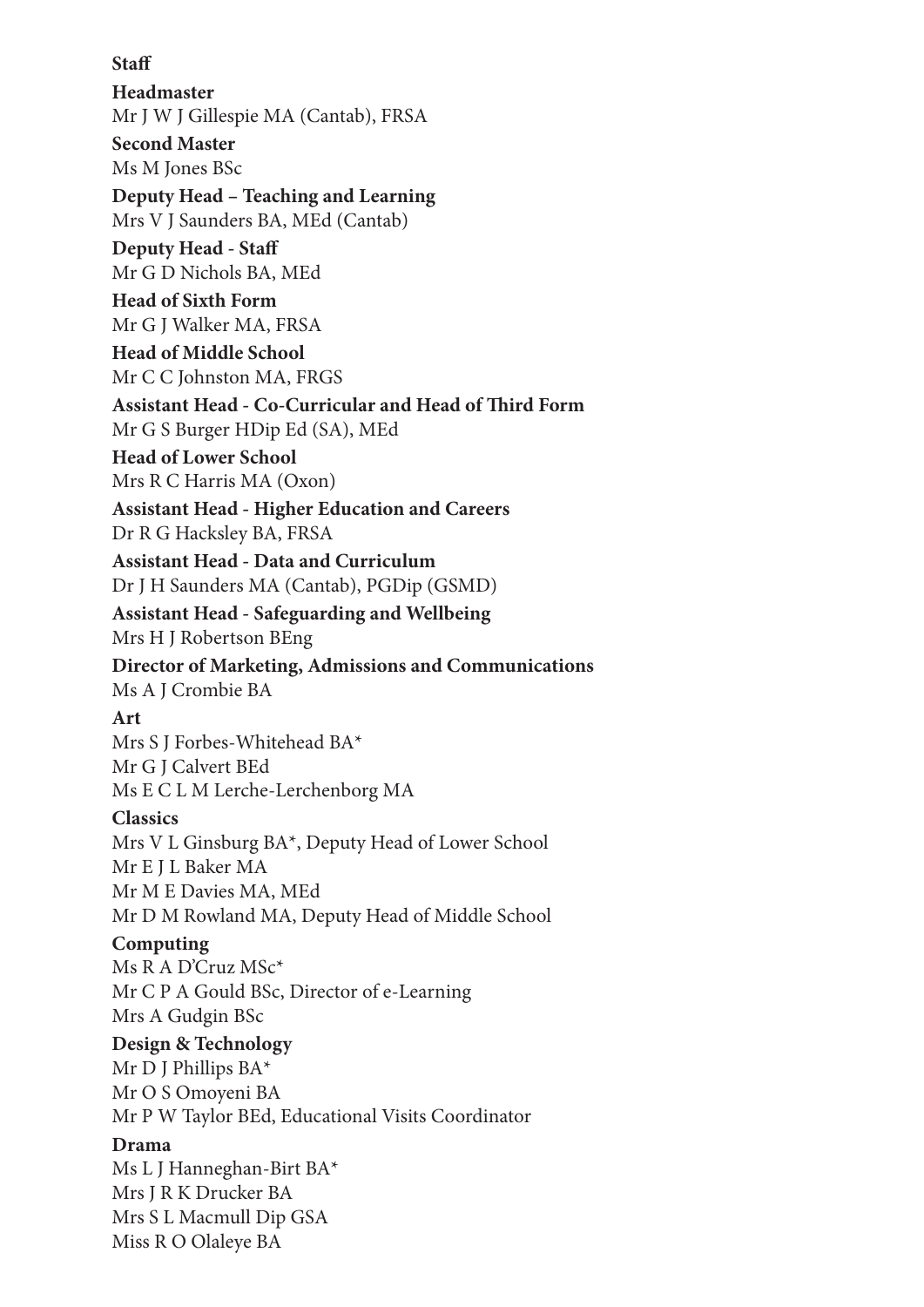## Staff

**Headmaster**
Mr J W J Gillespie MA (Cantab), FRSA

**Second Master**
Ms M Jones BSc

**Deputy Head – Teaching and Learning**
Mrs V J Saunders BA, MEd (Cantab)

**Deputy Head - Staff**
Mr G D Nichols BA, MEd

**Head of Sixth Form**
Mr G J Walker MA, FRSA

**Head of Middle School**
Mr C C Johnston MA, FRGS

**Assistant Head - Co-Curricular and Head of Third Form**
Mr G S Burger HDip Ed (SA), MEd

**Head of Lower School**
Mrs R C Harris MA (Oxon)

**Assistant Head - Higher Education and Careers**
Dr R G Hacksley BA, FRSA

**Assistant Head - Data and Curriculum**
Dr J H Saunders MA (Cantab), PGDip (GSMD)

**Assistant Head - Safeguarding and Wellbeing**
Mrs H J Robertson BEng

**Director of Marketing, Admissions and Communications**
Ms A J Crombie BA

**Art**
Mrs S J Forbes-Whitehead BA*
Mr G J Calvert BEd
Ms E C L M Lerche-Lerchenborg MA

**Classics**
Mrs V L Ginsburg BA*, Deputy Head of Lower School
Mr E J L Baker MA
Mr M E Davies MA, MEd
Mr D M Rowland MA, Deputy Head of Middle School

**Computing**
Ms R A D'Cruz MSc*
Mr C P A Gould BSc, Director of e-Learning
Mrs A Gudgin BSc

**Design & Technology**
Mr D J Phillips BA*
Mr O S Omoyeni BA
Mr P W Taylor BEd, Educational Visits Coordinator

**Drama**
Ms L J Hanneghan-Birt BA*
Mrs J R K Drucker BA
Mrs S L Macmull Dip GSA
Miss R O Olaleye BA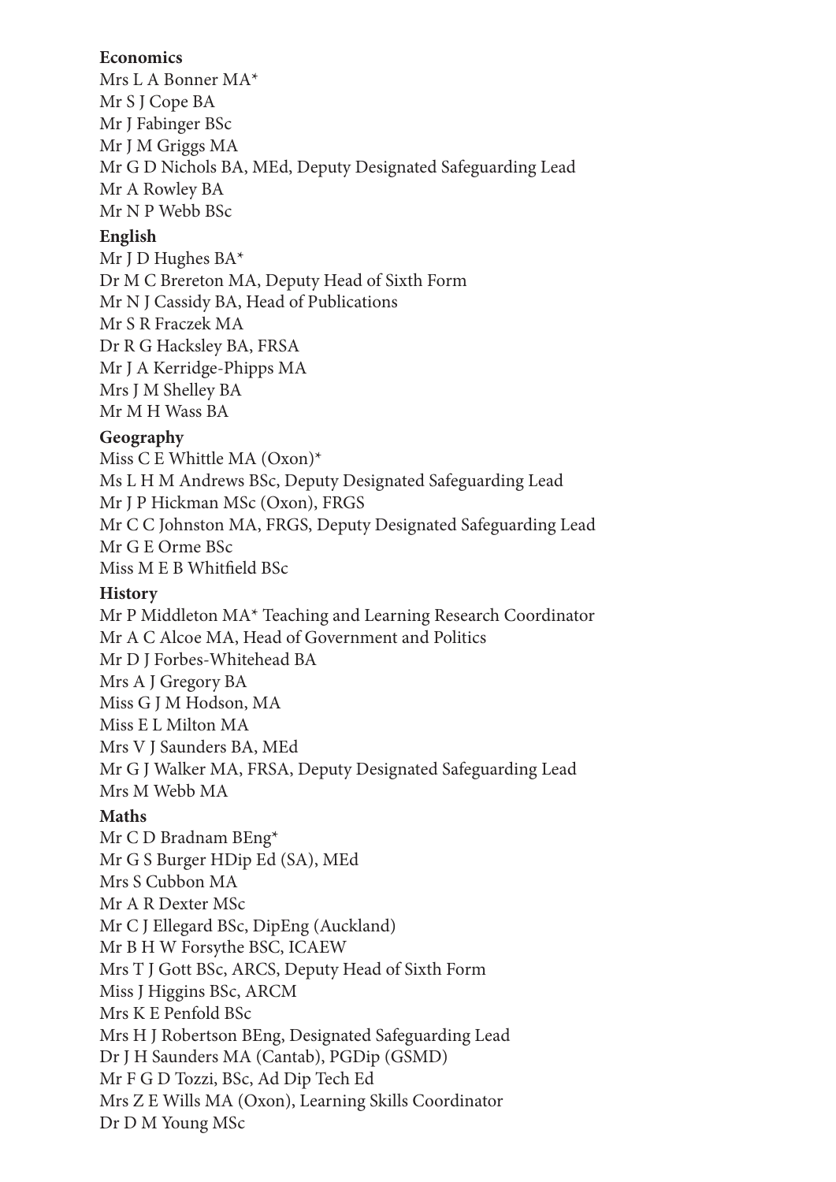**Economics**

Mrs L A Bonner MA*
Mr S J Cope BA
Mr J Fabinger BSc
Mr J M Griggs MA
Mr G D Nichols BA, MEd, Deputy Designated Safeguarding Lead
Mr A Rowley BA
Mr N P Webb BSc

**English**

Mr J D Hughes BA*
Dr M C Brereton MA, Deputy Head of Sixth Form
Mr N J Cassidy BA, Head of Publications
Mr S R Fraczek MA
Dr R G Hacksley BA, FRSA
Mr J A Kerridge-Phipps MA
Mrs J M Shelley BA
Mr M H Wass BA

**Geography**

Miss C E Whittle MA (Oxon)*
Ms L H M Andrews BSc, Deputy Designated Safeguarding Lead
Mr J P Hickman MSc (Oxon), FRGS
Mr C C Johnston MA, FRGS, Deputy Designated Safeguarding Lead
Mr G E Orme BSc
Miss M E B Whitfield BSc

**History**

Mr P Middleton MA* Teaching and Learning Research Coordinator
Mr A C Alcoe MA, Head of Government and Politics
Mr D J Forbes-Whitehead BA
Mrs A J Gregory BA
Miss G J M Hodson, MA
Miss E L Milton MA
Mrs V J Saunders BA, MEd
Mr G J Walker MA, FRSA, Deputy Designated Safeguarding Lead
Mrs M Webb MA

**Maths**

Mr C D Bradnam BEng*
Mr G S Burger HDip Ed (SA), MEd
Mrs S Cubbon MA
Mr A R Dexter MSc
Mr C J Ellegard BSc, DipEng (Auckland)
Mr B H W Forsythe BSC, ICAEW
Mrs T J Gott BSc, ARCS, Deputy Head of Sixth Form
Miss J Higgins BSc, ARCM
Mrs K E Penfold BSc
Mrs H J Robertson BEng, Designated Safeguarding Lead
Dr J H Saunders MA (Cantab), PGDip (GSMD)
Mr F G D Tozzi, BSc, Ad Dip Tech Ed
Mrs Z E Wills MA (Oxon), Learning Skills Coordinator
Dr D M Young MSc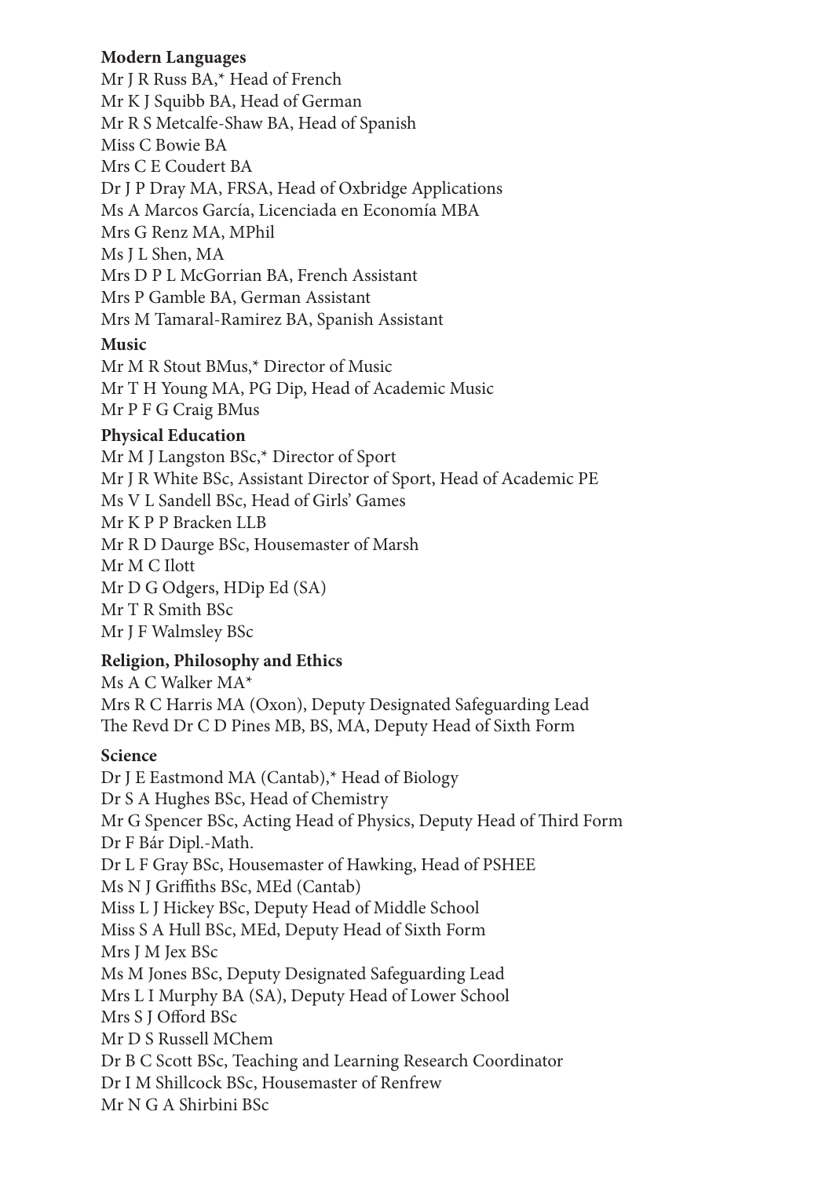**Modern Languages**

Mr J R Russ BA,* Head of French
Mr K J Squibb BA, Head of German
Mr R S Metcalfe-Shaw BA, Head of Spanish
Miss C Bowie BA
Mrs C E Coudert BA
Dr J P Dray MA, FRSA, Head of Oxbridge Applications
Ms A Marcos García, Licenciada en Economía MBA
Mrs G Renz MA, MPhil
Ms J L Shen, MA
Mrs D P L McGorrian BA, French Assistant
Mrs P Gamble BA, German Assistant
Mrs M Tamaral-Ramirez BA, Spanish Assistant

**Music**

Mr M R Stout BMus,* Director of Music
Mr T H Young MA, PG Dip, Head of Academic Music
Mr P F G Craig BMus

**Physical Education**

Mr M J Langston BSc,* Director of Sport
Mr J R White BSc, Assistant Director of Sport, Head of Academic PE
Ms V L Sandell BSc, Head of Girls' Games
Mr K P P Bracken LLB
Mr R D Daurge BSc, Housemaster of Marsh
Mr M C Ilott
Mr D G Odgers, HDip Ed (SA)
Mr T R Smith BSc
Mr J F Walmsley BSc

**Religion, Philosophy and Ethics**

Ms A C Walker MA*
Mrs R C Harris MA (Oxon), Deputy Designated Safeguarding Lead
The Revd Dr C D Pines MB, BS, MA, Deputy Head of Sixth Form

**Science**

Dr J E Eastmond MA (Cantab),* Head of Biology
Dr S A Hughes BSc, Head of Chemistry
Mr G Spencer BSc, Acting Head of Physics, Deputy Head of Third Form
Dr F Bár Dipl.-Math.
Dr L F Gray BSc, Housemaster of Hawking, Head of PSHEE
Ms N J Griffiths BSc, MEd (Cantab)
Miss L J Hickey BSc, Deputy Head of Middle School
Miss S A Hull BSc, MEd, Deputy Head of Sixth Form
Mrs J M Jex BSc
Ms M Jones BSc, Deputy Designated Safeguarding Lead
Mrs L I Murphy BA (SA), Deputy Head of Lower School
Mrs S J Offord BSc
Mr D S Russell MChem
Dr B C Scott BSc, Teaching and Learning Research Coordinator
Dr I M Shillcock BSc, Housemaster of Renfrew
Mr N G A Shirbini BSc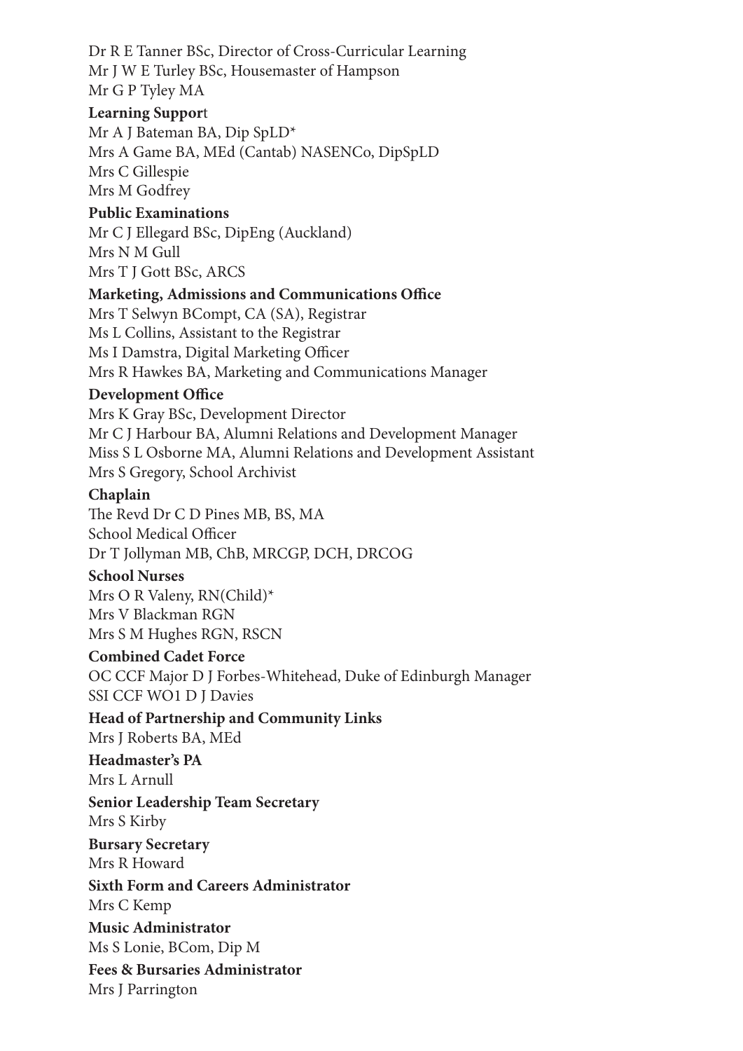Dr R E Tanner BSc, Director of Cross-Curricular Learning
Mr J W E Turley BSc, Housemaster of Hampson
Mr G P Tyley MA

**Learning Support**

Mr A J Bateman BA, Dip SpLD*
Mrs A Game BA, MEd (Cantab) NASENCo, DipSpLD
Mrs C Gillespie
Mrs M Godfrey

**Public Examinations**

Mr C J Ellegard BSc, DipEng (Auckland)
Mrs N M Gull
Mrs T J Gott BSc, ARCS

**Marketing, Admissions and Communications Office**

Mrs T Selwyn BCompt, CA (SA), Registrar
Ms L Collins, Assistant to the Registrar
Ms I Damstra, Digital Marketing Officer
Mrs R Hawkes BA, Marketing and Communications Manager

**Development Office**

Mrs K Gray BSc, Development Director
Mr C J Harbour BA, Alumni Relations and Development Manager
Miss S L Osborne MA, Alumni Relations and Development Assistant
Mrs S Gregory, School Archivist

**Chaplain**

The Revd Dr C D Pines MB, BS, MA
School Medical Officer
Dr T Jollyman MB, ChB, MRCGP, DCH, DRCOG

**School Nurses**

Mrs O R Valeny, RN(Child)*
Mrs V Blackman RGN
Mrs S M Hughes RGN, RSCN

**Combined Cadet Force**

OC CCF Major D J Forbes-Whitehead, Duke of Edinburgh Manager
SSI CCF WO1 D J Davies

**Head of Partnership and Community Links**

Mrs J Roberts BA, MEd

**Headmaster's PA**

Mrs L Arnull

**Senior Leadership Team Secretary**

Mrs S Kirby

**Bursary Secretary**

Mrs R Howard

**Sixth Form and Careers Administrator**

Mrs C Kemp

**Music Administrator**

Ms S Lonie, BCom, Dip M

**Fees & Bursaries Administrator**

Mrs J Parrington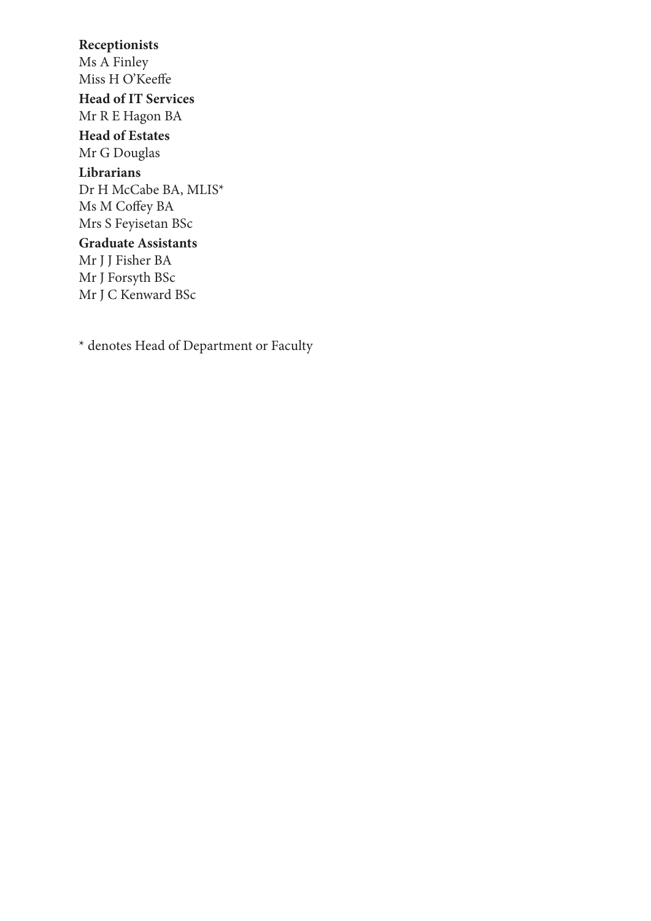**Receptionists**
Ms A Finley
Miss H O'Keeffe

**Head of IT Services**
Mr R E Hagon BA

**Head of Estates**
Mr G Douglas

**Librarians**
Dr H McCabe BA, MLIS*
Ms M Coffey BA
Mrs S Feyisetan BSc

**Graduate Assistants**
Mr J J Fisher BA
Mr J Forsyth BSc
Mr J C Kenward BSc

* denotes Head of Department or Faculty